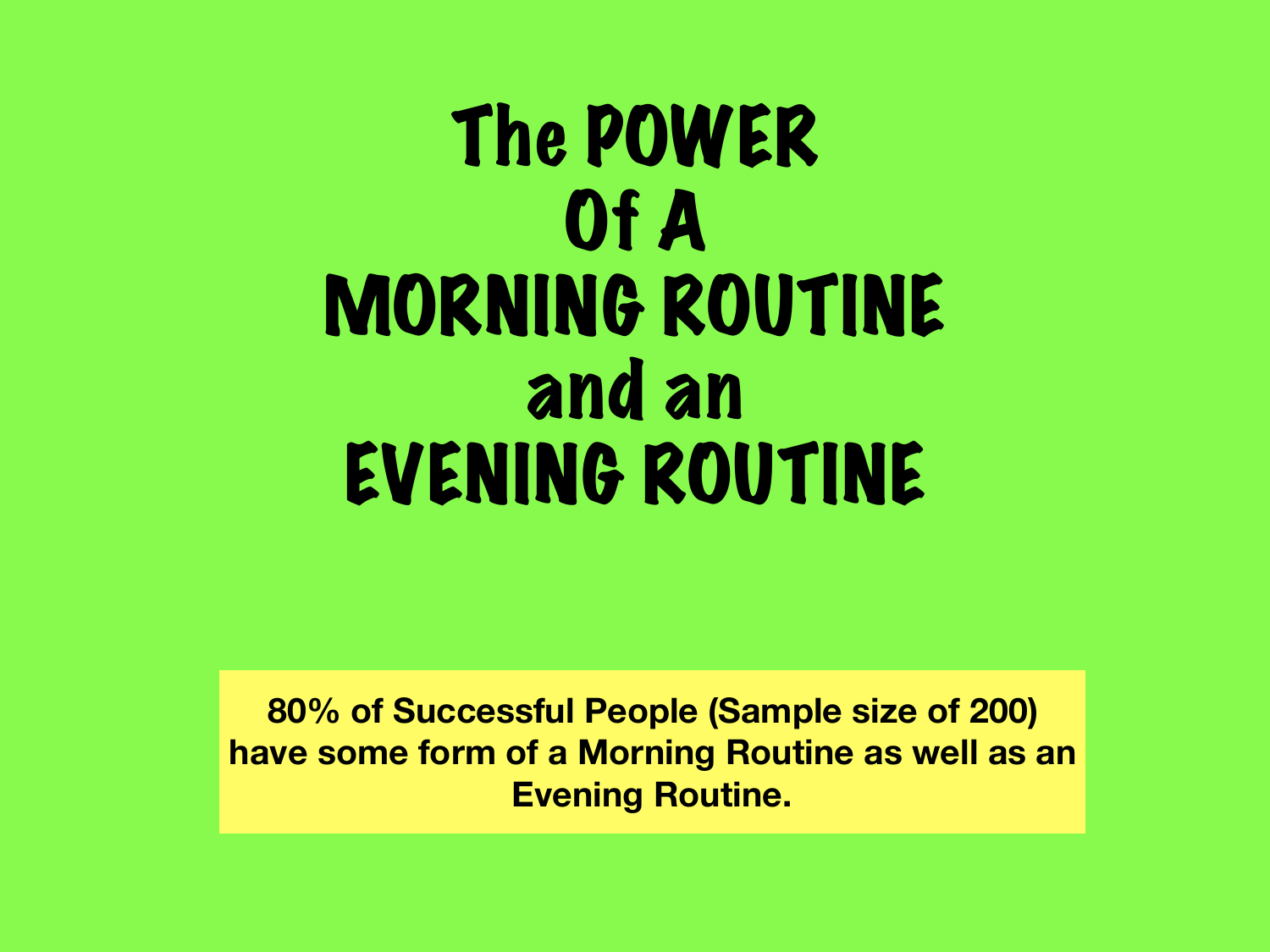# The POWER Of A MORNING ROUTINE and an EVENING ROUTINE

**80% of Successful People (Sample size of 200) have some form of a Morning Routine as well as an Evening Routine.**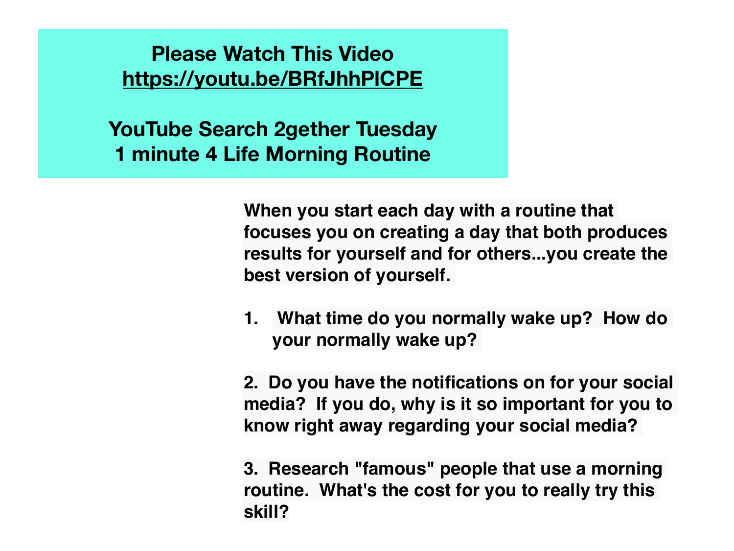**Please Watch This Video**
**https://youtu.be/BRfJhhPICPE**

**YouTube Search 2gether Tuesday 1 minute 4 Life Morning Routine**

**When you start each day with a routine that focuses you on creating a day that both produces results for yourself and for others...you create the best version of yourself.**

1. **What time do you normally wake up? How do your normally wake up?**

2. **Do you have the notifications on for your social media? If you do, why is it so important for you to know right away regarding your social media?**

3. **Research "famous" people that use a morning routine. What's the cost for you to really try this skill?**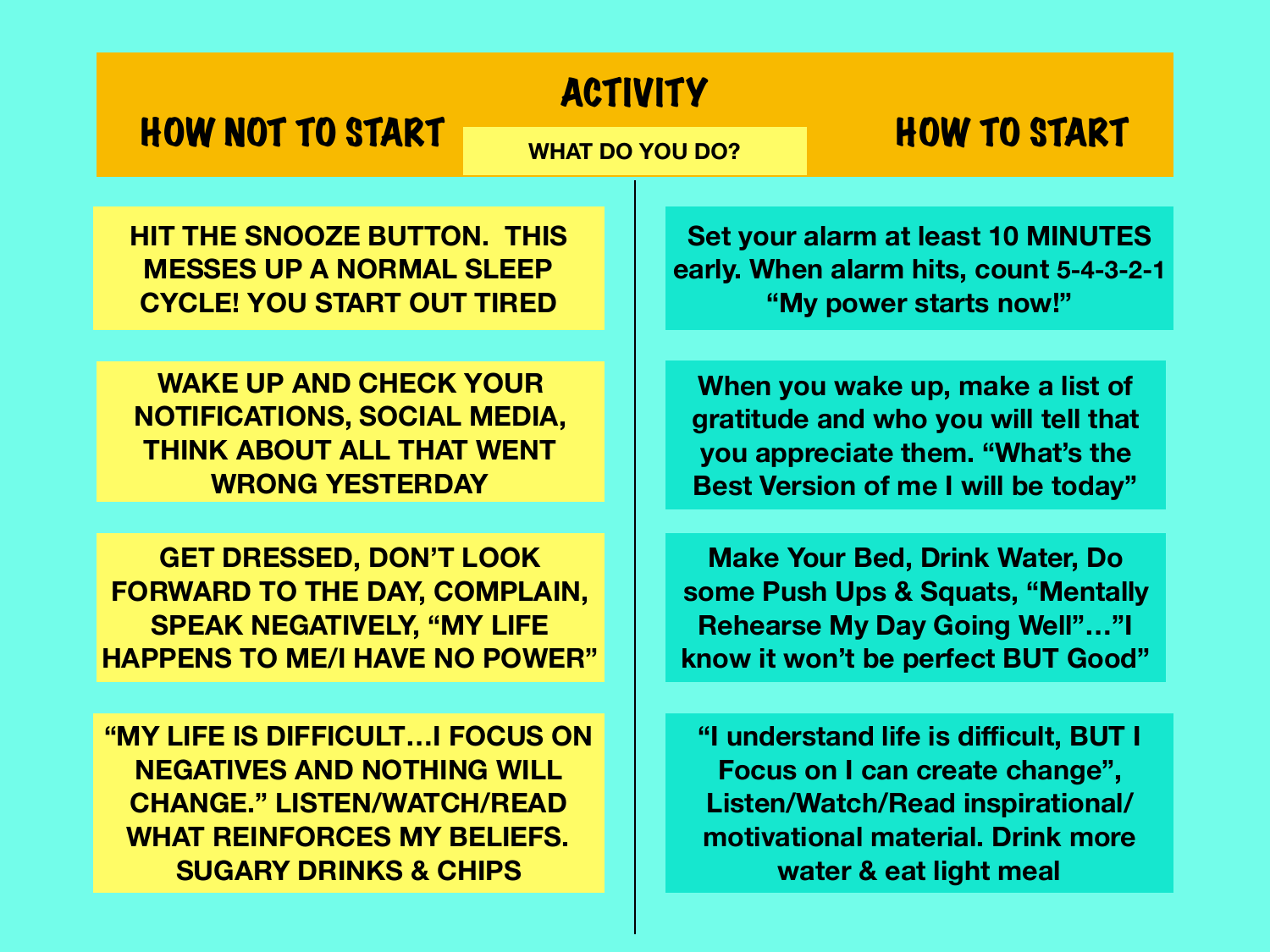# ACTIVITY

**WHAT DO YOU DO?**

| HOW NOT TO START | HOW TO START |
| --- | --- |
| HIT THE SNOOZE BUTTON. THIS MESSES UP A NORMAL SLEEP CYCLE! YOU START OUT TIRED | Set your alarm at least 10 MINUTES early. When alarm hits, count 5-4-3-2-1 "My power starts now!" |
| WAKE UP AND CHECK YOUR NOTIFICATIONS, SOCIAL MEDIA, THINK ABOUT ALL THAT WENT WRONG YESTERDAY | When you wake up, make a list of gratitude and who you will tell that you appreciate them. "What's the Best Version of me I will be today" |
| GET DRESSED, DON'T LOOK FORWARD TO THE DAY, COMPLAIN, SPEAK NEGATIVELY, "MY LIFE HAPPENS TO ME/I HAVE NO POWER" | Make Your Bed, Drink Water, Do some Push Ups & Squats, "Mentally Rehearse My Day Going Well"…"I know it won't be perfect BUT Good" |
| "MY LIFE IS DIFFICULT…I FOCUS ON NEGATIVES AND NOTHING WILL CHANGE." LISTEN/WATCH/READ WHAT REINFORCES MY BELIEFS. SUGARY DRINKS & CHIPS | "I understand life is difficult, BUT I Focus on I can create change", Listen/Watch/Read inspirational/ motivational material. Drink more water & eat light meal |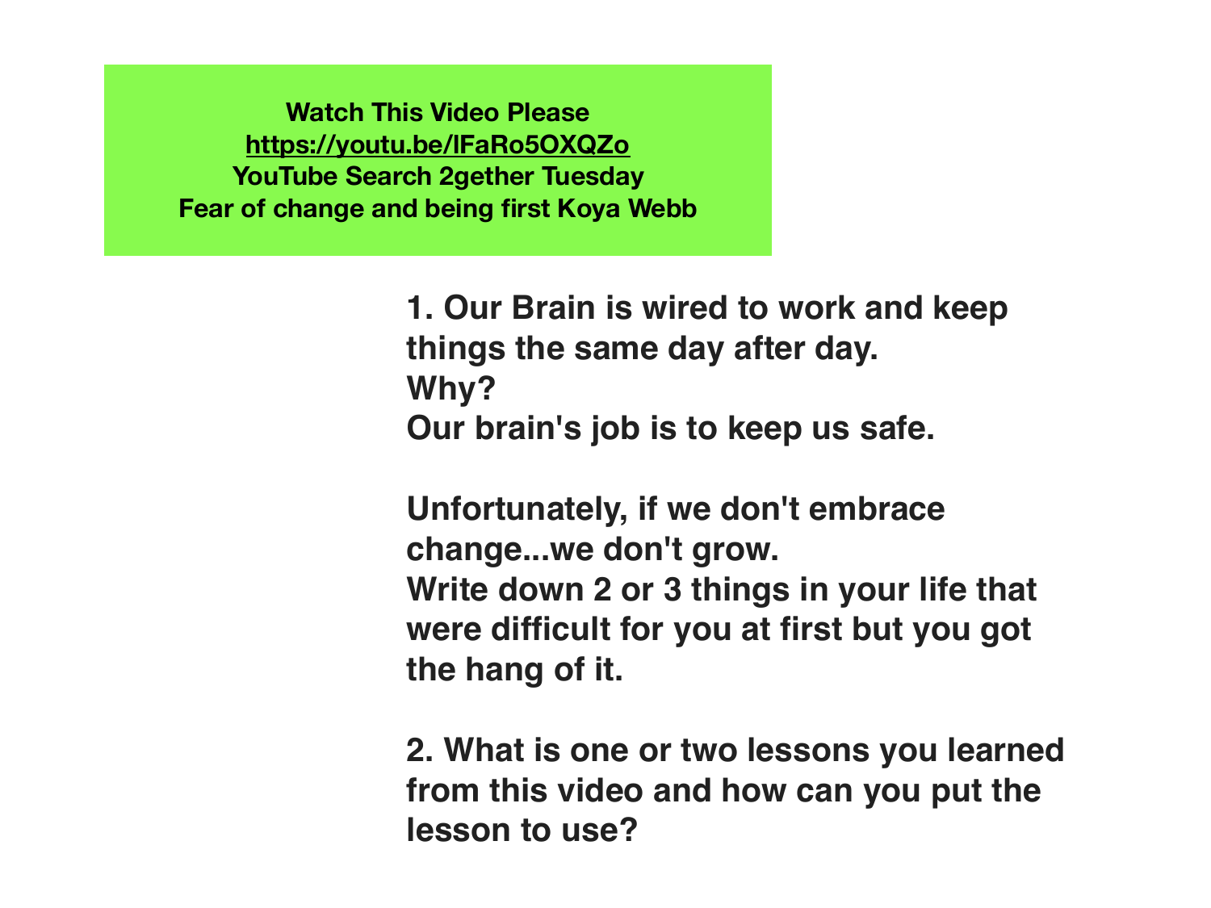**Watch This Video Please**
**https://youtu.be/lFaRo5OXQZo**
**YouTube Search 2gether Tuesday**
**Fear of change and being first Koya Webb**

**1. Our Brain is wired to work and keep things the same day after day.**
**Why?**
**Our brain's job is to keep us safe.**

**Unfortunately, if we don't embrace change...we don't grow.**
**Write down 2 or 3 things in your life that were difficult for you at first but you got the hang of it.**

**2. What is one or two lessons you learned from this video and how can you put the lesson to use?**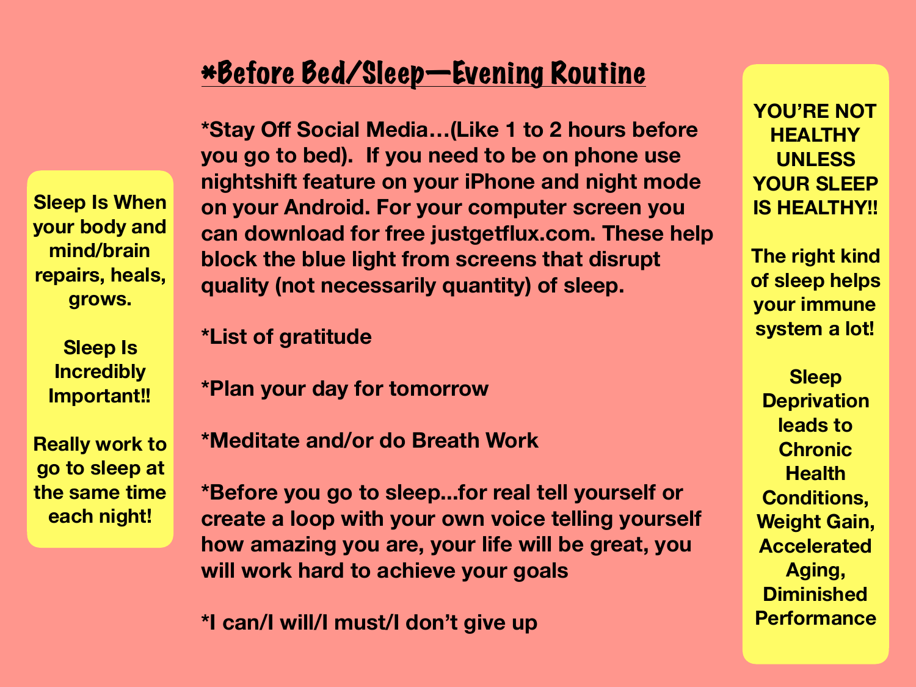# *Before Bed/Sleep—Evening Routine

**Sleep Is When your body and mind/brain repairs, heals, grows.**

**Sleep Is Incredibly Important!!**

**Really work to go to sleep at the same time each night!**

**\*Stay Off Social Media…(Like 1 to 2 hours before you go to bed). If you need to be on phone use nightshift feature on your iPhone and night mode on your Android. For your computer screen you can download for free justgetflux.com. These help block the blue light from screens that disrupt quality (not necessarily quantity) of sleep.**

**\*List of gratitude**

**\*Plan your day for tomorrow**

**\*Meditate and/or do Breath Work**

**\*Before you go to sleep…for real tell yourself or create a loop with your own voice telling yourself how amazing you are, your life will be great, you will work hard to achieve your goals**

**\*I can/I will/I must/I don't give up**

**YOU'RE NOT HEALTHY UNLESS YOUR SLEEP IS HEALTHY!!**

**The right kind of sleep helps your immune system a lot!**

**Sleep Deprivation leads to Chronic Health Conditions, Weight Gain, Accelerated Aging, Diminished Performance**